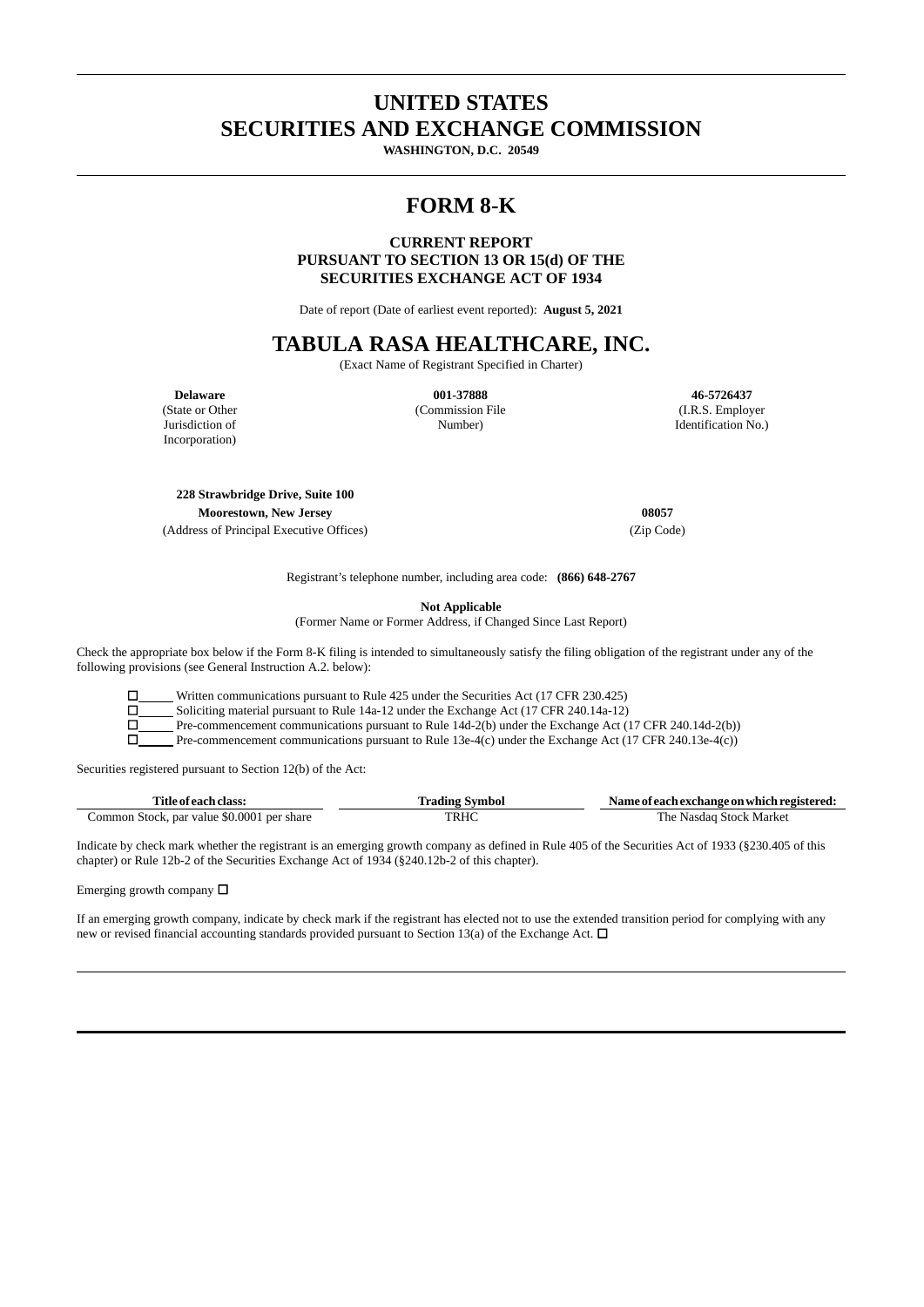# UNITED STATES
# SECURITIES AND EXCHANGE COMMISSION

**WASHINGTON, D.C. 20549**

# FORM 8-K

**CURRENT REPORT**
**PURSUANT TO SECTION 13 OR 15(d) OF THE**
**SECURITIES EXCHANGE ACT OF 1934**

Date of report (Date of earliest event reported): **August 5, 2021**

# TABULA RASA HEALTHCARE, INC.

(Exact Name of Registrant Specified in Charter)

| **Delaware** | **001-37888** | **46-5726437** |
|---|---|---|
| (State or Other Jurisdiction of Incorporation) | (Commission File Number) | (I.R.S. Employer Identification No.) |

| **228 Strawbridge Drive, Suite 100** | |
|---|---|
| **Moorestown, New Jersey** | **08057** |
| (Address of Principal Executive Offices) | (Zip Code) |

Registrant's telephone number, including area code: **(866) 648-2767**

**Not Applicable**
(Former Name or Former Address, if Changed Since Last Report)

Check the appropriate box below if the Form 8-K filing is intended to simultaneously satisfy the filing obligation of the registrant under any of the following provisions (see General Instruction A.2. below):

☐ Written communications pursuant to Rule 425 under the Securities Act (17 CFR 230.425)
☐ Soliciting material pursuant to Rule 14a-12 under the Exchange Act (17 CFR 240.14a-12)
☐ Pre-commencement communications pursuant to Rule 14d-2(b) under the Exchange Act (17 CFR 240.14d-2(b))
☐ Pre-commencement communications pursuant to Rule 13e-4(c) under the Exchange Act (17 CFR 240.13e-4(c))

Securities registered pursuant to Section 12(b) of the Act:

| Title of each class: | Trading Symbol | Name of each exchange on which registered: |
|---|---|---|
| Common Stock, par value $0.0001 per share | TRHC | The Nasdaq Stock Market |

Indicate by check mark whether the registrant is an emerging growth company as defined in Rule 405 of the Securities Act of 1933 (§230.405 of this chapter) or Rule 12b-2 of the Securities Exchange Act of 1934 (§240.12b-2 of this chapter).

Emerging growth company ☐

If an emerging growth company, indicate by check mark if the registrant has elected not to use the extended transition period for complying with any new or revised financial accounting standards provided pursuant to Section 13(a) of the Exchange Act. ☐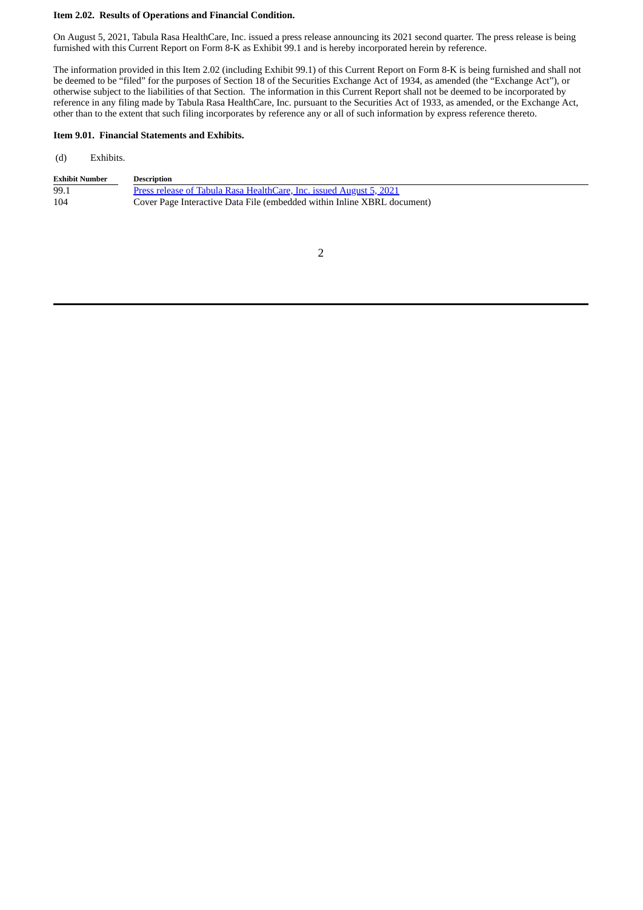**Item 2.02. Results of Operations and Financial Condition.**

On August 5, 2021, Tabula Rasa HealthCare, Inc. issued a press release announcing its 2021 second quarter. The press release is being furnished with this Current Report on Form 8-K as Exhibit 99.1 and is hereby incorporated herein by reference.

The information provided in this Item 2.02 (including Exhibit 99.1) of this Current Report on Form 8-K is being furnished and shall not be deemed to be "filed" for the purposes of Section 18 of the Securities Exchange Act of 1934, as amended (the "Exchange Act"), or otherwise subject to the liabilities of that Section. The information in this Current Report shall not be deemed to be incorporated by reference in any filing made by Tabula Rasa HealthCare, Inc. pursuant to the Securities Act of 1933, as amended, or the Exchange Act, other than to the extent that such filing incorporates by reference any or all of such information by express reference thereto.

**Item 9.01. Financial Statements and Exhibits.**

(d) Exhibits.

| Exhibit Number | Description |
| --- | --- |
| 99.1 | Press release of Tabula Rasa HealthCare, Inc. issued August 5, 2021 |
| 104 | Cover Page Interactive Data File (embedded within Inline XBRL document) |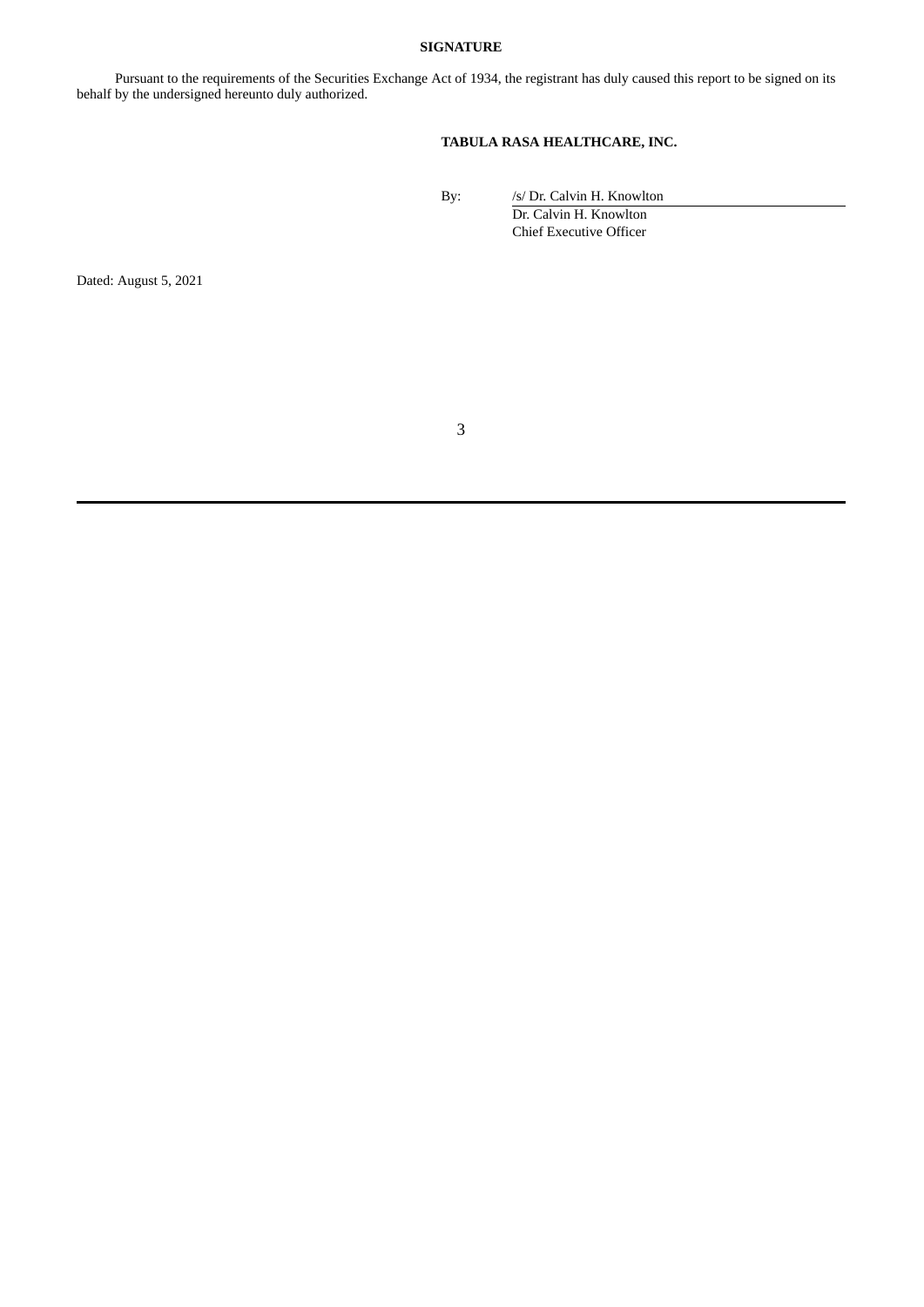**SIGNATURE**

Pursuant to the requirements of the Securities Exchange Act of 1934, the registrant has duly caused this report to be signed on its behalf by the undersigned hereunto duly authorized.

**TABULA RASA HEALTHCARE, INC.**

By: /s/ Dr. Calvin H. Knowlton
Dr. Calvin H. Knowlton
Chief Executive Officer

Dated: August 5, 2021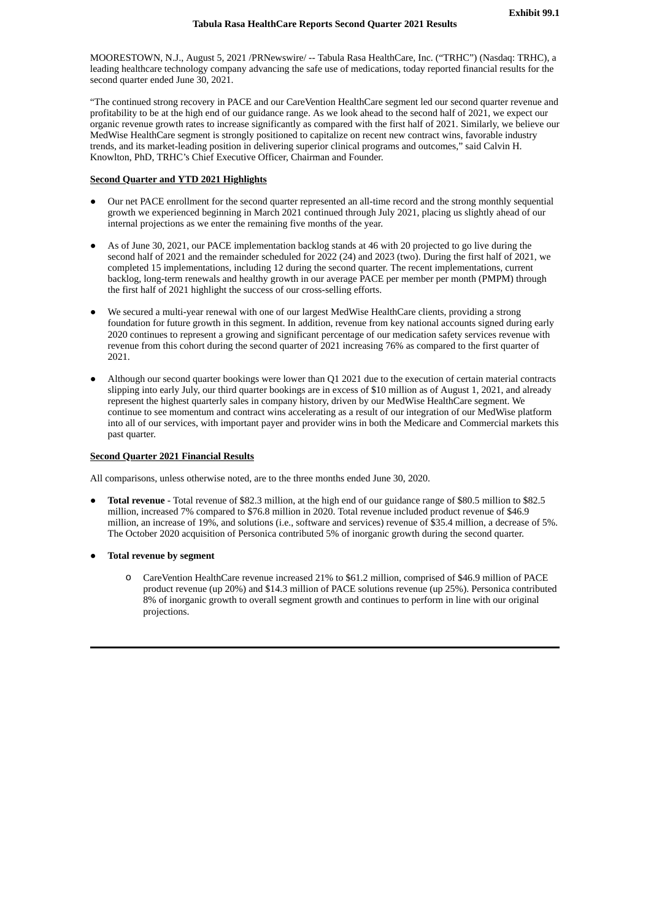Exhibit 99.1

**Tabula Rasa HealthCare Reports Second Quarter 2021 Results**

MOORESTOWN, N.J., August 5, 2021 /PRNewswire/ -- Tabula Rasa HealthCare, Inc. ("TRHC") (Nasdaq: TRHC), a leading healthcare technology company advancing the safe use of medications, today reported financial results for the second quarter ended June 30, 2021.

"The continued strong recovery in PACE and our CareVention HealthCare segment led our second quarter revenue and profitability to be at the high end of our guidance range. As we look ahead to the second half of 2021, we expect our organic revenue growth rates to increase significantly as compared with the first half of 2021. Similarly, we believe our MedWise HealthCare segment is strongly positioned to capitalize on recent new contract wins, favorable industry trends, and its market-leading position in delivering superior clinical programs and outcomes," said Calvin H. Knowlton, PhD, TRHC's Chief Executive Officer, Chairman and Founder.

**Second Quarter and YTD 2021 Highlights**

- Our net PACE enrollment for the second quarter represented an all-time record and the strong monthly sequential growth we experienced beginning in March 2021 continued through July 2021, placing us slightly ahead of our internal projections as we enter the remaining five months of the year.
- As of June 30, 2021, our PACE implementation backlog stands at 46 with 20 projected to go live during the second half of 2021 and the remainder scheduled for 2022 (24) and 2023 (two). During the first half of 2021, we completed 15 implementations, including 12 during the second quarter. The recent implementations, current backlog, long-term renewals and healthy growth in our average PACE per member per month (PMPM) through the first half of 2021 highlight the success of our cross-selling efforts.
- We secured a multi-year renewal with one of our largest MedWise HealthCare clients, providing a strong foundation for future growth in this segment. In addition, revenue from key national accounts signed during early 2020 continues to represent a growing and significant percentage of our medication safety services revenue with revenue from this cohort during the second quarter of 2021 increasing 76% as compared to the first quarter of 2021.
- Although our second quarter bookings were lower than Q1 2021 due to the execution of certain material contracts slipping into early July, our third quarter bookings are in excess of $10 million as of August 1, 2021, and already represent the highest quarterly sales in company history, driven by our MedWise HealthCare segment. We continue to see momentum and contract wins accelerating as a result of our integration of our MedWise platform into all of our services, with important payer and provider wins in both the Medicare and Commercial markets this past quarter.

**Second Quarter 2021 Financial Results**

All comparisons, unless otherwise noted, are to the three months ended June 30, 2020.

- **Total revenue** - Total revenue of $82.3 million, at the high end of our guidance range of $80.5 million to $82.5 million, increased 7% compared to $76.8 million in 2020. Total revenue included product revenue of $46.9 million, an increase of 19%, and solutions (i.e., software and services) revenue of $35.4 million, a decrease of 5%. The October 2020 acquisition of Personica contributed 5% of inorganic growth during the second quarter.
- **Total revenue by segment**
  - CareVention HealthCare revenue increased 21% to $61.2 million, comprised of $46.9 million of PACE product revenue (up 20%) and $14.3 million of PACE solutions revenue (up 25%). Personica contributed 8% of inorganic growth to overall segment growth and continues to perform in line with our original projections.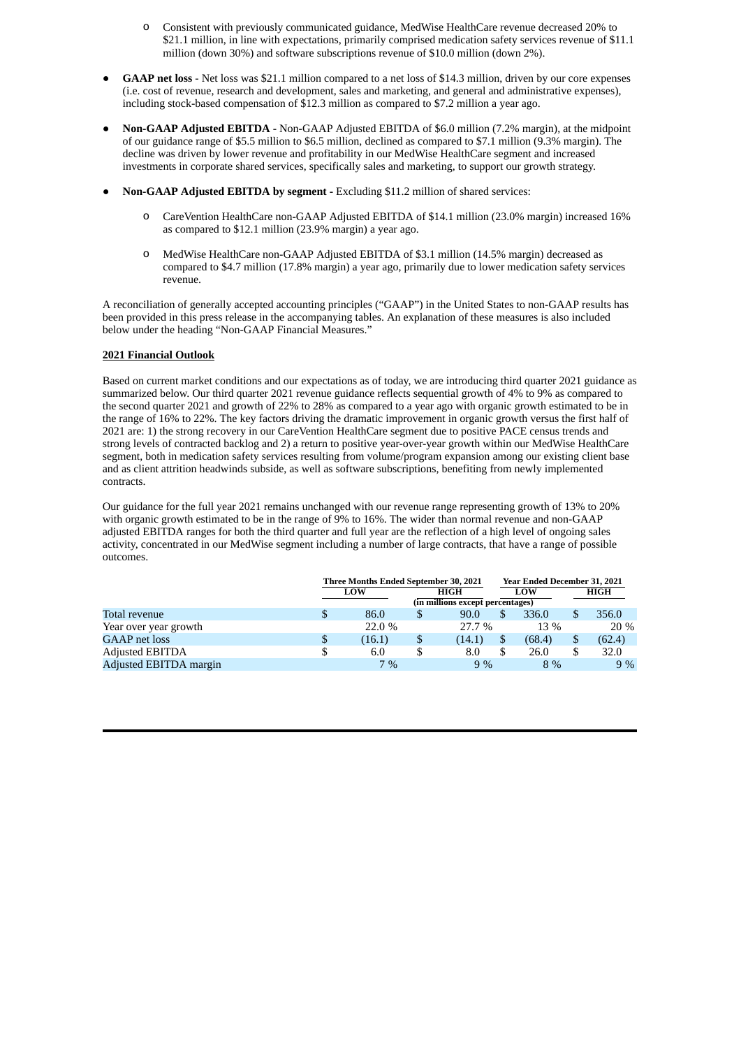- Consistent with previously communicated guidance, MedWise HealthCare revenue decreased 20% to $21.1 million, in line with expectations, primarily comprised medication safety services revenue of $11.1 million (down 30%) and software subscriptions revenue of $10.0 million (down 2%).

- **GAAP net loss -** Net loss was $21.1 million compared to a net loss of $14.3 million, driven by our core expenses (i.e. cost of revenue, research and development, sales and marketing, and general and administrative expenses), including stock-based compensation of $12.3 million as compared to $7.2 million a year ago.

- **Non-GAAP Adjusted EBITDA** - Non-GAAP Adjusted EBITDA of $6.0 million (7.2% margin), at the midpoint of our guidance range of $5.5 million to $6.5 million, declined as compared to $7.1 million (9.3% margin). The decline was driven by lower revenue and profitability in our MedWise HealthCare segment and increased investments in corporate shared services, specifically sales and marketing, to support our growth strategy.

- **Non-GAAP Adjusted EBITDA by segment -** Excluding $11.2 million of shared services:

    - CareVention HealthCare non-GAAP Adjusted EBITDA of $14.1 million (23.0% margin) increased 16% as compared to $12.1 million (23.9% margin) a year ago.

    - MedWise HealthCare non-GAAP Adjusted EBITDA of $3.1 million (14.5% margin) decreased as compared to $4.7 million (17.8% margin) a year ago, primarily due to lower medication safety services revenue.

A reconciliation of generally accepted accounting principles ("GAAP") in the United States to non-GAAP results has been provided in this press release in the accompanying tables. An explanation of these measures is also included below under the heading "Non-GAAP Financial Measures."

**2021 Financial Outlook**

Based on current market conditions and our expectations as of today, we are introducing third quarter 2021 guidance as summarized below. Our third quarter 2021 revenue guidance reflects sequential growth of 4% to 9% as compared to the second quarter 2021 and growth of 22% to 28% as compared to a year ago with organic growth estimated to be in the range of 16% to 22%. The key factors driving the dramatic improvement in organic growth versus the first half of 2021 are: 1) the strong recovery in our CareVention HealthCare segment due to positive PACE census trends and strong levels of contracted backlog and 2) a return to positive year-over-year growth within our MedWise HealthCare segment, both in medication safety services resulting from volume/program expansion among our existing client base and as client attrition headwinds subside, as well as software subscriptions, benefiting from newly implemented contracts.

Our guidance for the full year 2021 remains unchanged with our revenue range representing growth of 13% to 20% with organic growth estimated to be in the range of 9% to 16%. The wider than normal revenue and non-GAAP adjusted EBITDA ranges for both the third quarter and full year are the reflection of a high level of ongoing sales activity, concentrated in our MedWise segment including a number of large contracts, that have a range of possible outcomes.

| | Three Months Ended September 30, 2021 | | Year Ended December 31, 2021 | |
|---|---|---|---|---|
| | LOW | HIGH | LOW | HIGH |
| | (in millions except percentages) | | | |
| Total revenue | $ 86.0 | $ 90.0 | $ 336.0 | $ 356.0 |
| Year over year growth | 22.0 % | 27.7 % | 13 % | 20 % |
| GAAP net loss | $ (16.1) | $ (14.1) | $ (68.4) | $ (62.4) |
| Adjusted EBITDA | $ 6.0 | $ 8.0 | $ 26.0 | $ 32.0 |
| Adjusted EBITDA margin | 7 % | 9 % | 8 % | 9 % |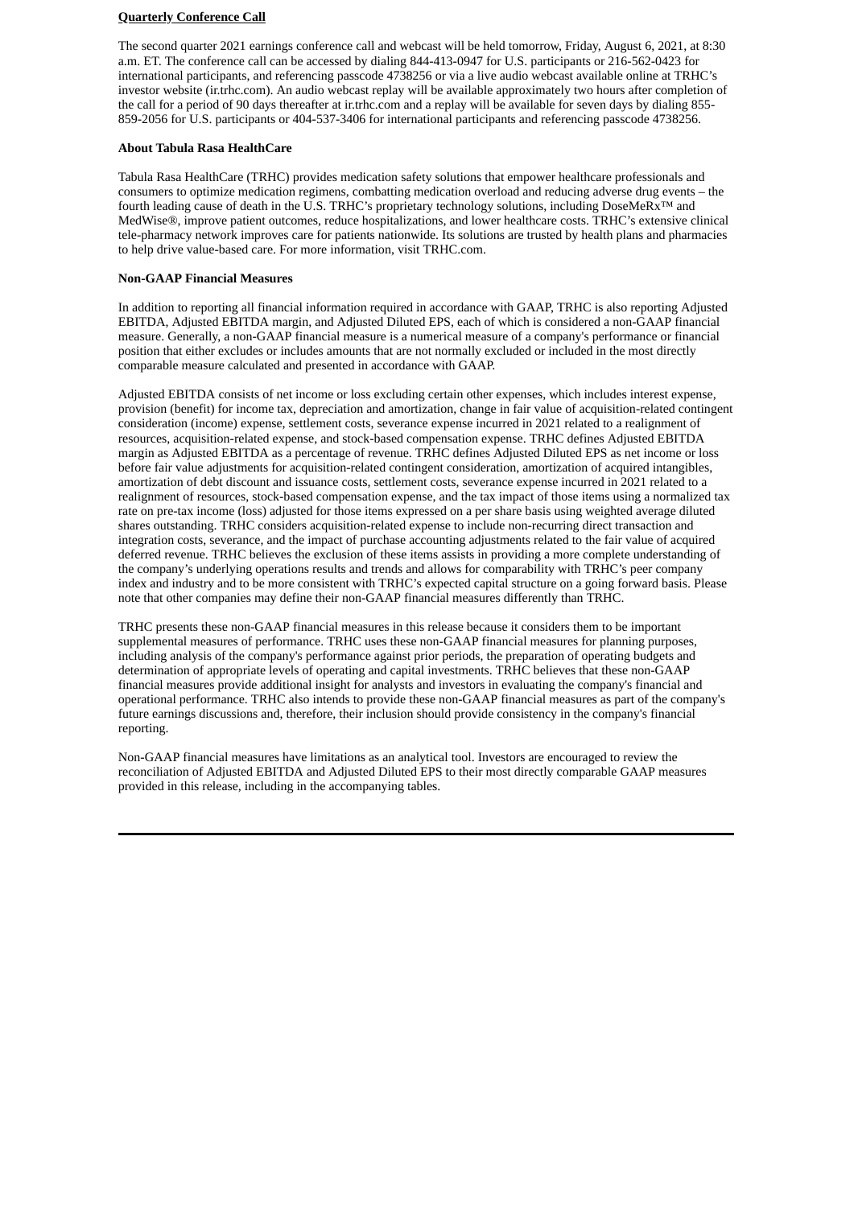**Quarterly Conference Call**

The second quarter 2021 earnings conference call and webcast will be held tomorrow, Friday, August 6, 2021, at 8:30 a.m. ET. The conference call can be accessed by dialing 844-413-0947 for U.S. participants or 216-562-0423 for international participants, and referencing passcode 4738256 or via a live audio webcast available online at TRHC's investor website (ir.trhc.com). An audio webcast replay will be available approximately two hours after completion of the call for a period of 90 days thereafter at ir.trhc.com and a replay will be available for seven days by dialing 855-859-2056 for U.S. participants or 404-537-3406 for international participants and referencing passcode 4738256.

**About Tabula Rasa HealthCare**

Tabula Rasa HealthCare (TRHC) provides medication safety solutions that empower healthcare professionals and consumers to optimize medication regimens, combatting medication overload and reducing adverse drug events – the fourth leading cause of death in the U.S. TRHC's proprietary technology solutions, including DoseMeRx™ and MedWise®, improve patient outcomes, reduce hospitalizations, and lower healthcare costs. TRHC's extensive clinical tele-pharmacy network improves care for patients nationwide. Its solutions are trusted by health plans and pharmacies to help drive value-based care. For more information, visit TRHC.com.

**Non-GAAP Financial Measures**

In addition to reporting all financial information required in accordance with GAAP, TRHC is also reporting Adjusted EBITDA, Adjusted EBITDA margin, and Adjusted Diluted EPS, each of which is considered a non-GAAP financial measure. Generally, a non-GAAP financial measure is a numerical measure of a company's performance or financial position that either excludes or includes amounts that are not normally excluded or included in the most directly comparable measure calculated and presented in accordance with GAAP.

Adjusted EBITDA consists of net income or loss excluding certain other expenses, which includes interest expense, provision (benefit) for income tax, depreciation and amortization, change in fair value of acquisition-related contingent consideration (income) expense, settlement costs, severance expense incurred in 2021 related to a realignment of resources, acquisition-related expense, and stock-based compensation expense. TRHC defines Adjusted EBITDA margin as Adjusted EBITDA as a percentage of revenue. TRHC defines Adjusted Diluted EPS as net income or loss before fair value adjustments for acquisition-related contingent consideration, amortization of acquired intangibles, amortization of debt discount and issuance costs, settlement costs, severance expense incurred in 2021 related to a realignment of resources, stock-based compensation expense, and the tax impact of those items using a normalized tax rate on pre-tax income (loss) adjusted for those items expressed on a per share basis using weighted average diluted shares outstanding. TRHC considers acquisition-related expense to include non-recurring direct transaction and integration costs, severance, and the impact of purchase accounting adjustments related to the fair value of acquired deferred revenue. TRHC believes the exclusion of these items assists in providing a more complete understanding of the company's underlying operations results and trends and allows for comparability with TRHC's peer company index and industry and to be more consistent with TRHC's expected capital structure on a going forward basis. Please note that other companies may define their non-GAAP financial measures differently than TRHC.

TRHC presents these non-GAAP financial measures in this release because it considers them to be important supplemental measures of performance. TRHC uses these non-GAAP financial measures for planning purposes, including analysis of the company's performance against prior periods, the preparation of operating budgets and determination of appropriate levels of operating and capital investments. TRHC believes that these non-GAAP financial measures provide additional insight for analysts and investors in evaluating the company's financial and operational performance. TRHC also intends to provide these non-GAAP financial measures as part of the company's future earnings discussions and, therefore, their inclusion should provide consistency in the company's financial reporting.

Non-GAAP financial measures have limitations as an analytical tool. Investors are encouraged to review the reconciliation of Adjusted EBITDA and Adjusted Diluted EPS to their most directly comparable GAAP measures provided in this release, including in the accompanying tables.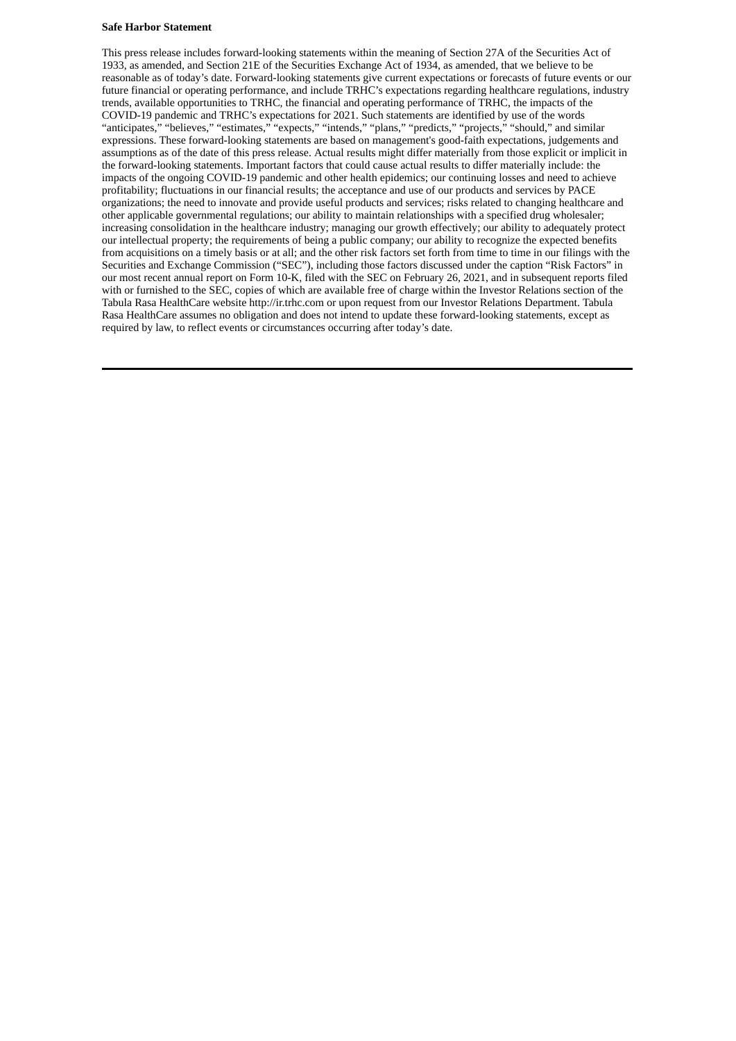**Safe Harbor Statement**

This press release includes forward-looking statements within the meaning of Section 27A of the Securities Act of 1933, as amended, and Section 21E of the Securities Exchange Act of 1934, as amended, that we believe to be reasonable as of today's date. Forward-looking statements give current expectations or forecasts of future events or our future financial or operating performance, and include TRHC's expectations regarding healthcare regulations, industry trends, available opportunities to TRHC, the financial and operating performance of TRHC, the impacts of the COVID-19 pandemic and TRHC's expectations for 2021. Such statements are identified by use of the words "anticipates," "believes," "estimates," "expects," "intends," "plans," "predicts," "projects," "should," and similar expressions. These forward-looking statements are based on management's good-faith expectations, judgements and assumptions as of the date of this press release. Actual results might differ materially from those explicit or implicit in the forward-looking statements. Important factors that could cause actual results to differ materially include: the impacts of the ongoing COVID-19 pandemic and other health epidemics; our continuing losses and need to achieve profitability; fluctuations in our financial results; the acceptance and use of our products and services by PACE organizations; the need to innovate and provide useful products and services; risks related to changing healthcare and other applicable governmental regulations; our ability to maintain relationships with a specified drug wholesaler; increasing consolidation in the healthcare industry; managing our growth effectively; our ability to adequately protect our intellectual property; the requirements of being a public company; our ability to recognize the expected benefits from acquisitions on a timely basis or at all; and the other risk factors set forth from time to time in our filings with the Securities and Exchange Commission ("SEC"), including those factors discussed under the caption "Risk Factors" in our most recent annual report on Form 10-K, filed with the SEC on February 26, 2021, and in subsequent reports filed with or furnished to the SEC, copies of which are available free of charge within the Investor Relations section of the Tabula Rasa HealthCare website http://ir.trhc.com or upon request from our Investor Relations Department. Tabula Rasa HealthCare assumes no obligation and does not intend to update these forward-looking statements, except as required by law, to reflect events or circumstances occurring after today's date.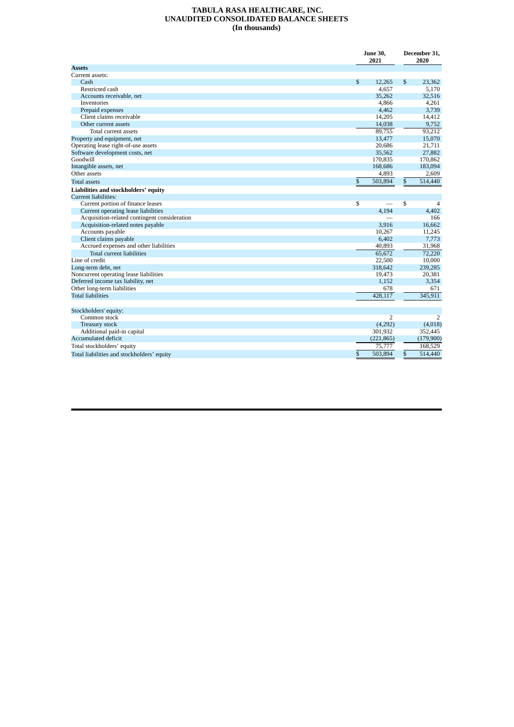# TABULA RASA HEALTHCARE, INC.
# UNAUDITED CONSOLIDATED BALANCE SHEETS
# (In thousands)

| | June 30, 2021 | December 31, 2020 |
|---|---|---|
| **Assets** | | |
| Current assets: | | |
| Cash | $ 12,265 | $ 23,362 |
| Restricted cash | 4,657 | 5,170 |
| Accounts receivable, net | 35,262 | 32,516 |
| Inventories | 4,866 | 4,261 |
| Prepaid expenses | 4,462 | 3,739 |
| Client claims receivable | 14,205 | 14,412 |
| Other current assets | 14,038 | 9,752 |
| Total current assets | 89,755 | 93,212 |
| Property and equipment, net | 13,477 | 15,070 |
| Operating lease right-of-use assets | 20,686 | 21,711 |
| Software development costs, net | 35,562 | 27,882 |
| Goodwill | 170,835 | 170,862 |
| Intangible assets, net | 168,686 | 183,094 |
| Other assets | 4,893 | 2,609 |
| Total assets | $ 503,894 | $ 514,440 |
| **Liabilities and stockholders' equity** | | |
| Current liabilities: | | |
| Current portion of finance leases | $ — | $ 4 |
| Current operating lease liabilities | 4,194 | 4,402 |
| Acquisition-related contingent consideration | — | 166 |
| Acquisition-related notes payable | 3,916 | 16,662 |
| Accounts payable | 10,267 | 11,245 |
| Client claims payable | 6,402 | 7,773 |
| Accrued expenses and other liabilities | 40,893 | 31,968 |
| Total current liabilities | 65,672 | 72,220 |
| Line of credit | 22,500 | 10,000 |
| Long-term debt, net | 318,642 | 239,285 |
| Noncurrent operating lease liabilities | 19,473 | 20,381 |
| Deferred income tax liability, net | 1,152 | 3,354 |
| Other long-term liabilities | 678 | 671 |
| Total liabilities | 428,117 | 345,911 |
| Stockholders' equity: | | |
| Common stock | 2 | 2 |
| Treasury stock | (4,292) | (4,018) |
| Additional paid-in capital | 301,932 | 352,445 |
| Accumulated deficit | (221,865) | (179,900) |
| Total stockholders' equity | 75,777 | 168,529 |
| Total liabilities and stockholders' equity | $ 503,894 | $ 514,440 |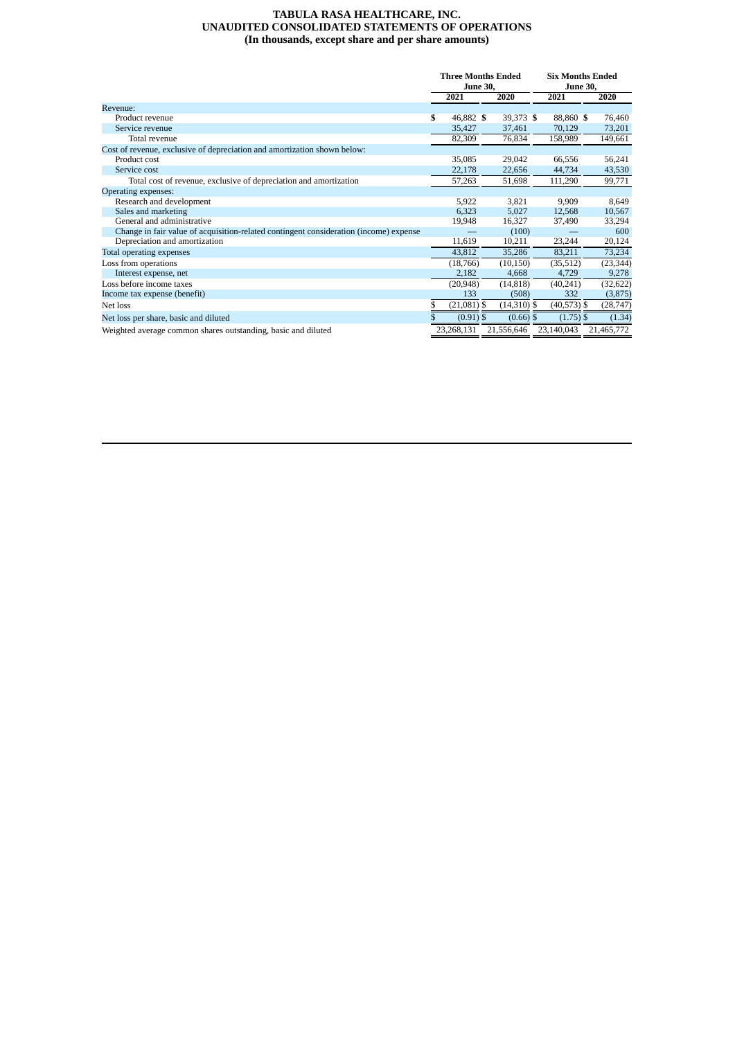# TABULA RASA HEALTHCARE, INC.
## UNAUDITED CONSOLIDATED STATEMENTS OF OPERATIONS
### (In thousands, except share and per share amounts)

| | Three Months Ended June 30, | | Six Months Ended June 30, | |
|---|---|---|---|---|
| | 2021 | 2020 | 2021 | 2020 |
| Revenue: | | | | |
| Product revenue | $ 46,882 | $ 39,373 | $ 88,860 | $ 76,460 |
| Service revenue | 35,427 | 37,461 | 70,129 | 73,201 |
| Total revenue | 82,309 | 76,834 | 158,989 | 149,661 |
| Cost of revenue, exclusive of depreciation and amortization shown below: | | | | |
| Product cost | 35,085 | 29,042 | 66,556 | 56,241 |
| Service cost | 22,178 | 22,656 | 44,734 | 43,530 |
| Total cost of revenue, exclusive of depreciation and amortization | 57,263 | 51,698 | 111,290 | 99,771 |
| Operating expenses: | | | | |
| Research and development | 5,922 | 3,821 | 9,909 | 8,649 |
| Sales and marketing | 6,323 | 5,027 | 12,568 | 10,567 |
| General and administrative | 19,948 | 16,327 | 37,490 | 33,294 |
| Change in fair value of acquisition-related contingent consideration (income) expense | — | (100) | — | 600 |
| Depreciation and amortization | 11,619 | 10,211 | 23,244 | 20,124 |
| Total operating expenses | 43,812 | 35,286 | 83,211 | 73,234 |
| Loss from operations | (18,766) | (10,150) | (35,512) | (23,344) |
| Interest expense, net | 2,182 | 4,668 | 4,729 | 9,278 |
| Loss before income taxes | (20,948) | (14,818) | (40,241) | (32,622) |
| Income tax expense (benefit) | 133 | (508) | 332 | (3,875) |
| Net loss | $ (21,081) | $ (14,310) | $ (40,573) | $ (28,747) |
| Net loss per share, basic and diluted | $ (0.91) | $ (0.66) | $ (1.75) | $ (1.34) |
| Weighted average common shares outstanding, basic and diluted | 23,268,131 | 21,556,646 | 23,140,043 | 21,465,772 |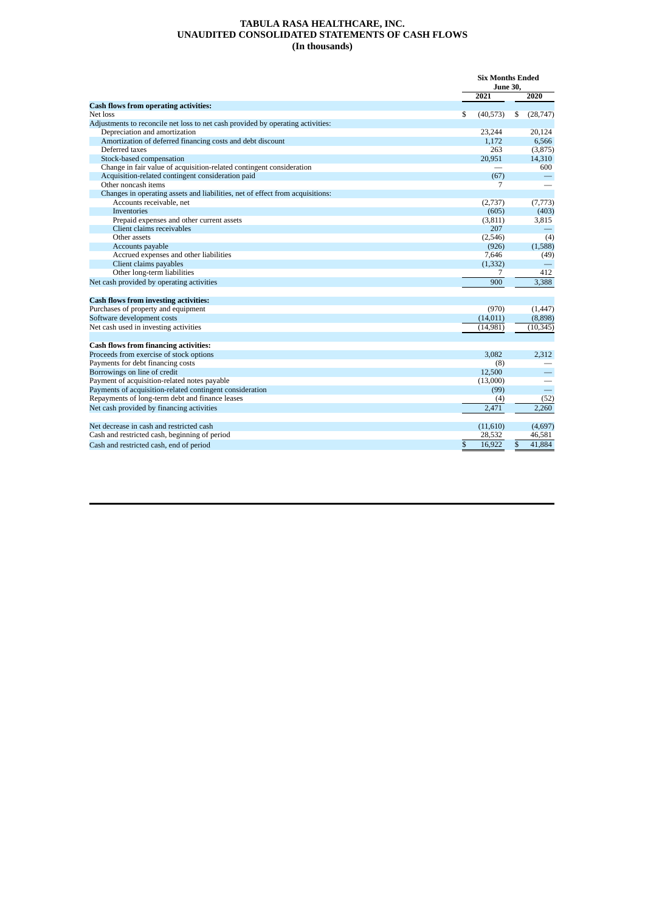**TABULA RASA HEALTHCARE, INC.**
**UNAUDITED CONSOLIDATED STATEMENTS OF CASH FLOWS**
**(In thousands)**

| | Six Months Ended June 30, | |
|---|---|---|
| | 2021 | 2020 |
| **Cash flows from operating activities:** | | |
| Net loss | $ (40,573) | $ (28,747) |
| Adjustments to reconcile net loss to net cash provided by operating activities: | | |
| Depreciation and amortization | 23,244 | 20,124 |
| Amortization of deferred financing costs and debt discount | 1,172 | 6,566 |
| Deferred taxes | 263 | (3,875) |
| Stock-based compensation | 20,951 | 14,310 |
| Change in fair value of acquisition-related contingent consideration | — | 600 |
| Acquisition-related contingent consideration paid | (67) | — |
| Other noncash items | 7 | — |
| Changes in operating assets and liabilities, net of effect from acquisitions: | | |
| Accounts receivable, net | (2,737) | (7,773) |
| Inventories | (605) | (403) |
| Prepaid expenses and other current assets | (3,811) | 3,815 |
| Client claims receivables | 207 | — |
| Other assets | (2,546) | (4) |
| Accounts payable | (926) | (1,588) |
| Accrued expenses and other liabilities | 7,646 | (49) |
| Client claims payables | (1,332) | — |
| Other long-term liabilities | 7 | 412 |
| Net cash provided by operating activities | 900 | 3,388 |
| **Cash flows from investing activities:** | | |
| Purchases of property and equipment | (970) | (1,447) |
| Software development costs | (14,011) | (8,898) |
| Net cash used in investing activities | (14,981) | (10,345) |
| **Cash flows from financing activities:** | | |
| Proceeds from exercise of stock options | 3,082 | 2,312 |
| Payments for debt financing costs | (8) | — |
| Borrowings on line of credit | 12,500 | — |
| Payment of acquisition-related notes payable | (13,000) | — |
| Payments of acquisition-related contingent consideration | (99) | — |
| Repayments of long-term debt and finance leases | (4) | (52) |
| Net cash provided by financing activities | 2,471 | 2,260 |
| Net decrease in cash and restricted cash | (11,610) | (4,697) |
| Cash and restricted cash, beginning of period | 28,532 | 46,581 |
| Cash and restricted cash, end of period | $ 16,922 | $ 41,884 |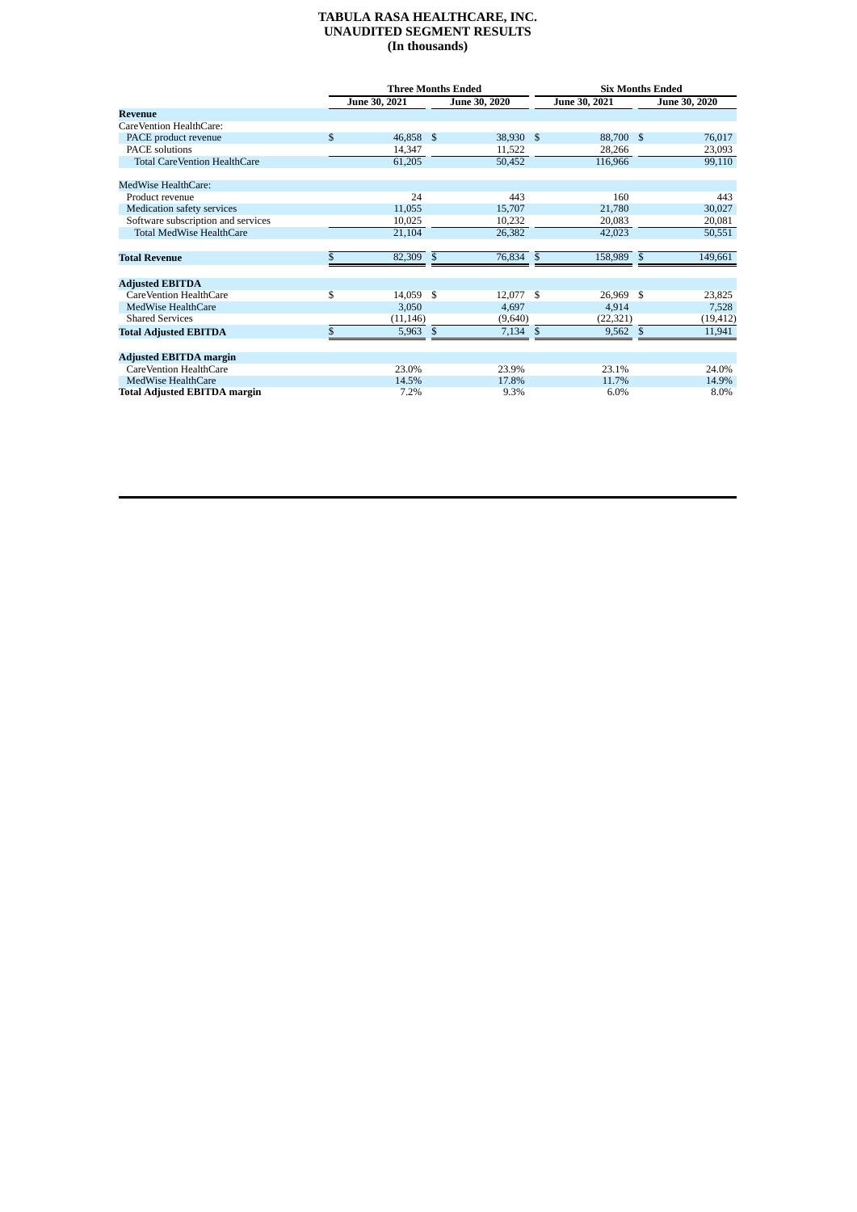# TABULA RASA HEALTHCARE, INC.
## UNAUDITED SEGMENT RESULTS
### (In thousands)

| | Three Months Ended | | Six Months Ended | |
|---|---|---|---|---|
| | June 30, 2021 | June 30, 2020 | June 30, 2021 | June 30, 2020 |
| **Revenue** | | | | |
| CareVention HealthCare: | | | | |
| PACE product revenue | $ 46,858 | $ 38,930 | $ 88,700 | $ 76,017 |
| PACE solutions | 14,347 | 11,522 | 28,266 | 23,093 |
| Total CareVention HealthCare | 61,205 | 50,452 | 116,966 | 99,110 |
| MedWise HealthCare: | | | | |
| Product revenue | 24 | 443 | 160 | 443 |
| Medication safety services | 11,055 | 15,707 | 21,780 | 30,027 |
| Software subscription and services | 10,025 | 10,232 | 20,083 | 20,081 |
| Total MedWise HealthCare | 21,104 | 26,382 | 42,023 | 50,551 |
| **Total Revenue** | $ 82,309 | $ 76,834 | $ 158,989 | $ 149,661 |
| **Adjusted EBITDA** | | | | |
| CareVention HealthCare | $ 14,059 | $ 12,077 | $ 26,969 | $ 23,825 |
| MedWise HealthCare | 3,050 | 4,697 | 4,914 | 7,528 |
| Shared Services | (11,146) | (9,640) | (22,321) | (19,412) |
| **Total Adjusted EBITDA** | $ 5,963 | $ 7,134 | $ 9,562 | $ 11,941 |
| **Adjusted EBITDA margin** | | | | |
| CareVention HealthCare | 23.0% | 23.9% | 23.1% | 24.0% |
| MedWise HealthCare | 14.5% | 17.8% | 11.7% | 14.9% |
| **Total Adjusted EBITDA margin** | 7.2% | 9.3% | 6.0% | 8.0% |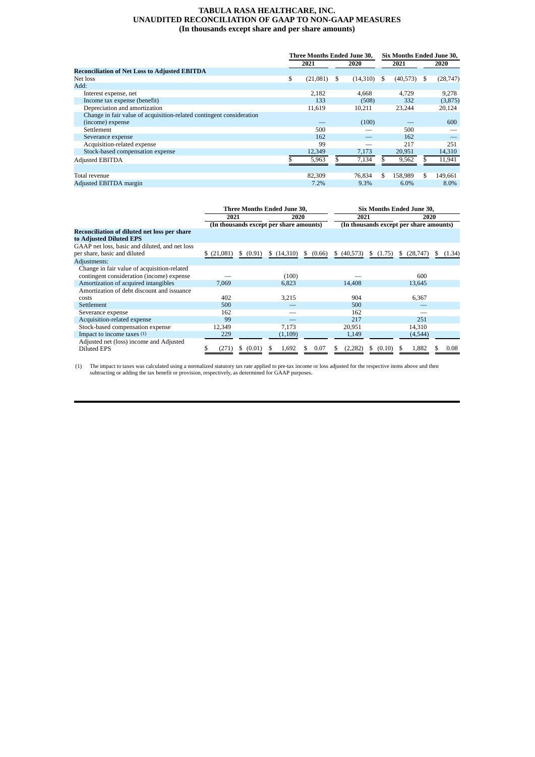**TABULA RASA HEALTHCARE, INC.**
**UNAUDITED RECONCILIATION OF GAAP TO NON-GAAP MEASURES**
**(In thousands except share and per share amounts)**

| | Three Months Ended June 30, | | Six Months Ended June 30, | |
|---|---|---|---|---|
| | 2021 | 2020 | 2021 | 2020 |
| **Reconciliation of Net Loss to Adjusted EBITDA** | | | | |
| Net loss | $ (21,081) | $ (14,310) | $ (40,573) | $ (28,747) |
| Add: | | | | |
| Interest expense, net | 2,182 | 4,668 | 4,729 | 9,278 |
| Income tax expense (benefit) | 133 | (508) | 332 | (3,875) |
| Depreciation and amortization | 11,619 | 10,211 | 23,244 | 20,124 |
| Change in fair value of acquisition-related contingent consideration (income) expense | — | (100) | — | 600 |
| Settlement | 500 | — | 500 | — |
| Severance expense | 162 | — | 162 | — |
| Acquisition-related expense | 99 | — | 217 | 251 |
| Stock-based compensation expense | 12,349 | 7,173 | 20,951 | 14,310 |
| Adjusted EBITDA | $ 5,963 | $ 7,134 | $ 9,562 | $ 11,941 |
| | | | | |
| Total revenue | 82,309 | 76,834 | $ 158,989 | $ 149,661 |
| Adjusted EBITDA margin | 7.2% | 9.3% | 6.0% | 8.0% |

| | Three Months Ended June 30, | | | | Six Months Ended June 30, | | | |
|---|---|---|---|---|---|---|---|---|
| | 2021 | | 2020 | | 2021 | | 2020 | |
| | (In thousands except per share amounts) | | | | (In thousands except per share amounts) | | | |
| **Reconciliation of diluted net loss per share to Adjusted Diluted EPS** | | | | | | | | |
| GAAP net loss, basic and diluted, and net loss per share, basic and diluted | $ (21,081) | $ (0.91) | $ (14,310) | $ (0.66) | $ (40,573) | $ (1.75) | $ (28,747) | $ (1.34) |
| Adjustments: | | | | | | | | |
| Change in fair value of acquisition-related contingent consideration (income) expense | — | | (100) | | — | | 600 | |
| Amortization of acquired intangibles | 7,069 | | 6,823 | | 14,408 | | 13,645 | |
| Amortization of debt discount and issuance costs | 402 | | 3,215 | | 904 | | 6,367 | |
| Settlement | 500 | | — | | 500 | | — | |
| Severance expense | 162 | | — | | 162 | | — | |
| Acquisition-related expense | 99 | | — | | 217 | | 251 | |
| Stock-based compensation expense | 12,349 | | 7,173 | | 20,951 | | 14,310 | |
| Impact to income taxes (1) | 229 | | (1,109) | | 1,149 | | (4,544) | |
| Adjusted net (loss) income and Adjusted Diluted EPS | $ (271) | $ (0.01) | $ 1,692 | $ 0.07 | $ (2,282) | $ (0.10) | $ 1,882 | $ 0.08 |

(1) The impact to taxes was calculated using a normalized statutory tax rate applied to pre-tax income or loss adjusted for the respective items above and then subtracting or adding the tax benefit or provision, respectively, as determined for GAAP purposes.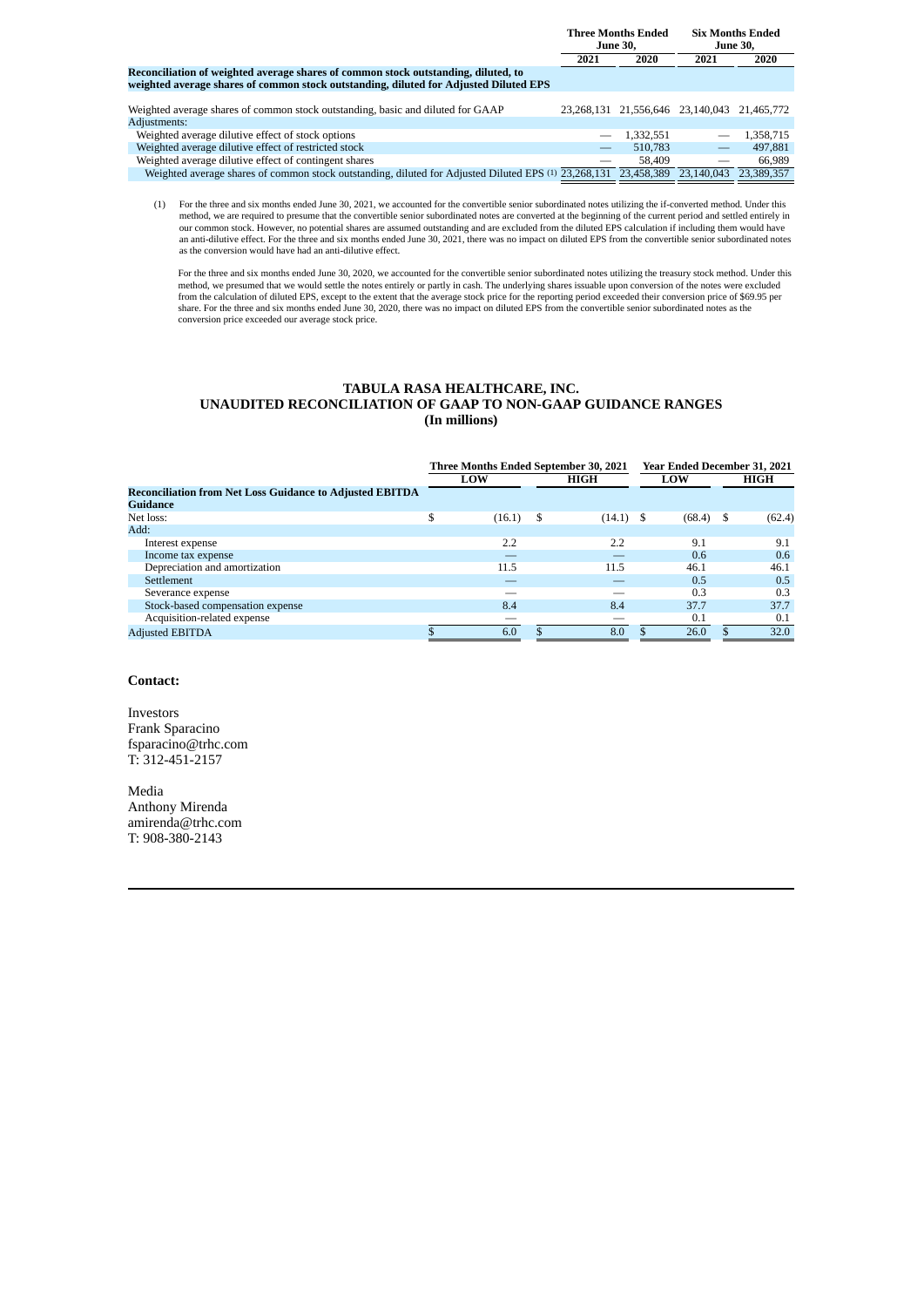| | Three Months Ended June 30, | | Six Months Ended June 30, | |
|---|---|---|---|---|
| | 2021 | 2020 | 2021 | 2020 |
| **Reconciliation of weighted average shares of common stock outstanding, diluted, to weighted average shares of common stock outstanding, diluted for Adjusted Diluted EPS** | | | | |
| Weighted average shares of common stock outstanding, basic and diluted for GAAP | 23,268,131 | 21,556,646 | 23,140,043 | 21,465,772 |
| Adjustments: | | | | |
| Weighted average dilutive effect of stock options | — | 1,332,551 | — | 1,358,715 |
| Weighted average dilutive effect of restricted stock | — | 510,783 | — | 497,881 |
| Weighted average dilutive effect of contingent shares | — | 58,409 | — | 66,989 |
| Weighted average shares of common stock outstanding, diluted for Adjusted Diluted EPS (1) | 23,268,131 | 23,458,389 | 23,140,043 | 23,389,357 |

(1) For the three and six months ended June 30, 2021, we accounted for the convertible senior subordinated notes utilizing the if-converted method. Under this method, we are required to presume that the convertible senior subordinated notes are converted at the beginning of the current period and settled entirely in our common stock. However, no potential shares are assumed outstanding and are excluded from the diluted EPS calculation if including them would have an anti-dilutive effect. For the three and six months ended June 30, 2021, there was no impact on diluted EPS from the convertible senior subordinated notes as the conversion would have had an anti-dilutive effect.

For the three and six months ended June 30, 2020, we accounted for the convertible senior subordinated notes utilizing the treasury stock method. Under this method, we presumed that we would settle the notes entirely or partly in cash. The underlying shares issuable upon conversion of the notes were excluded from the calculation of diluted EPS, except to the extent that the average stock price for the reporting period exceeded their conversion price of $69.95 per share. For the three and six months ended June 30, 2020, there was no impact on diluted EPS from the convertible senior subordinated notes as the conversion price exceeded our average stock price.

## TABULA RASA HEALTHCARE, INC.
## UNAUDITED RECONCILIATION OF GAAP TO NON-GAAP GUIDANCE RANGES
## (In millions)

| | Three Months Ended September 30, 2021 | | Year Ended December 31, 2021 | |
|---|---|---|---|---|
| | LOW | HIGH | LOW | HIGH |
| **Reconciliation from Net Loss Guidance to Adjusted EBITDA Guidance** | | | | |
| Net loss: | $ (16.1) | $ (14.1) | $ (68.4) | $ (62.4) |
| Add: | | | | |
| Interest expense | 2.2 | 2.2 | 9.1 | 9.1 |
| Income tax expense | — | — | 0.6 | 0.6 |
| Depreciation and amortization | 11.5 | 11.5 | 46.1 | 46.1 |
| Settlement | — | — | 0.5 | 0.5 |
| Severance expense | — | — | 0.3 | 0.3 |
| Stock-based compensation expense | 8.4 | 8.4 | 37.7 | 37.7 |
| Acquisition-related expense | — | — | 0.1 | 0.1 |
| Adjusted EBITDA | $ 6.0 | $ 8.0 | $ 26.0 | $ 32.0 |

**Contact:**

Investors
Frank Sparacino
fsparacino@trhc.com
T: 312-451-2157

Media
Anthony Mirenda
amirenda@trhc.com
T: 908-380-2143